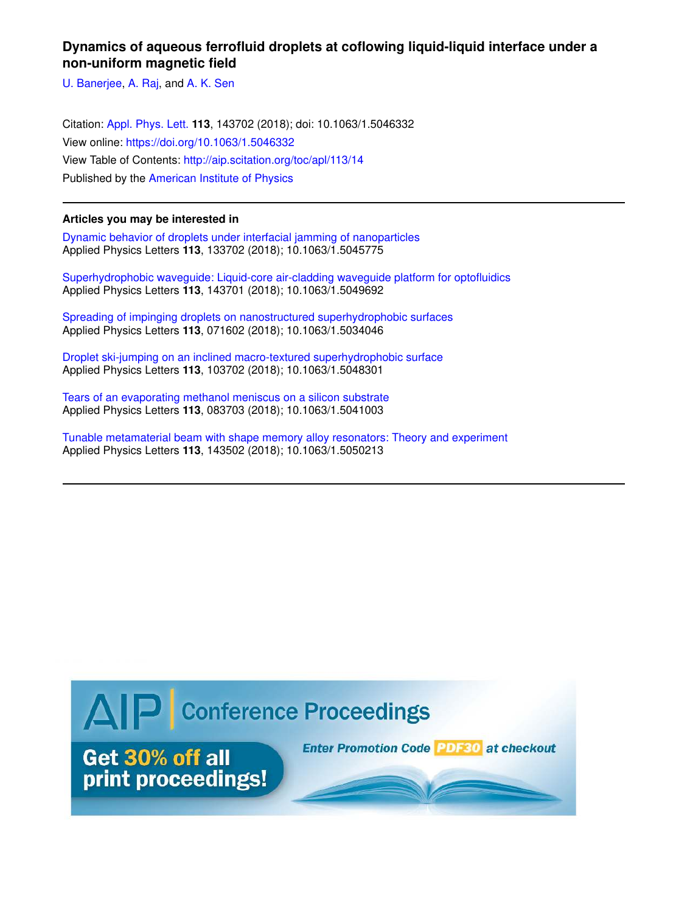# Dynamics of aqueous ferrofluid droplets at coflowing liquid-liquid interface under a non-uniform magnetic field

U. Banerjee, A. Raj, and A. K. Sen

Citation: Appl. Phys. Lett. **113**, 143702 (2018); doi: 10.1063/1.5046332
View online: https://doi.org/10.1063/1.5046332
View Table of Contents: http://aip.scitation.org/toc/apl/113/14
Published by the American Institute of Physics

---

**Articles you may be interested in**

Dynamic behavior of droplets under interfacial jamming of nanoparticles
Applied Physics Letters **113**, 133702 (2018); 10.1063/1.5045775

Superhydrophobic waveguide: Liquid-core air-cladding waveguide platform for optofluidics
Applied Physics Letters **113**, 143701 (2018); 10.1063/1.5049692

Spreading of impinging droplets on nanostructured superhydrophobic surfaces
Applied Physics Letters **113**, 071602 (2018); 10.1063/1.5034046

Droplet ski-jumping on an inclined macro-textured superhydrophobic surface
Applied Physics Letters **113**, 103702 (2018); 10.1063/1.5048301

Tears of an evaporating methanol meniscus on a silicon substrate
Applied Physics Letters **113**, 083703 (2018); 10.1063/1.5041003

Tunable metamaterial beam with shape memory alloy resonators: Theory and experiment
Applied Physics Letters **113**, 143502 (2018); 10.1063/1.5050213

---

AIP | Conference Proceedings

Get 30% off all print proceedings!

Enter Promotion Code PDF30 at checkout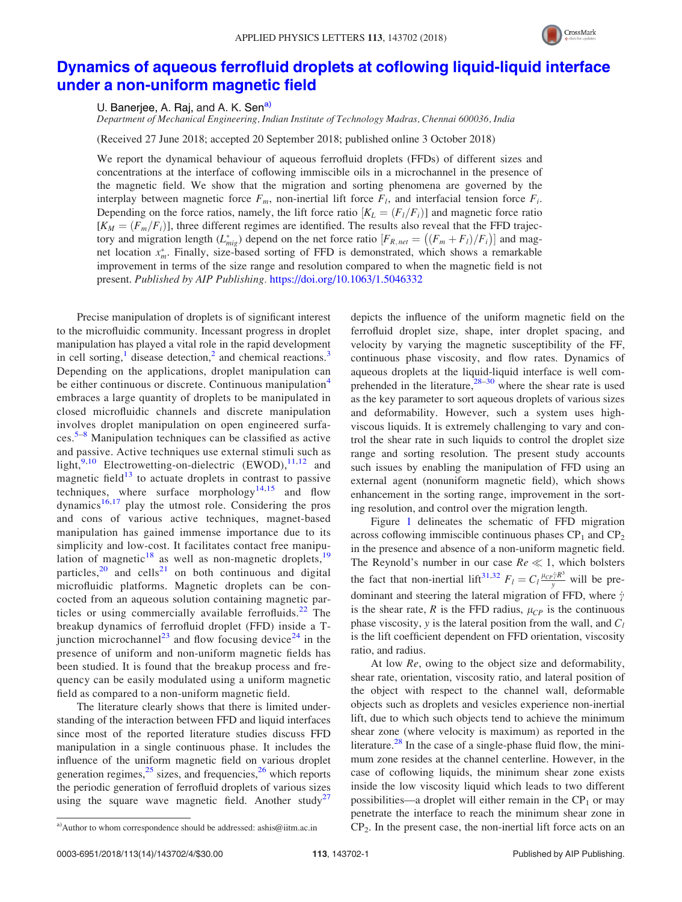# Dynamics of aqueous ferrofluid droplets at coflowing liquid-liquid interface under a non-uniform magnetic field

U. Banerjee, A. Raj, and A. K. Sen[a)]

*Department of Mechanical Engineering, Indian Institute of Technology Madras, Chennai 600036, India*

(Received 27 June 2018; accepted 20 September 2018; published online 3 October 2018)

We report the dynamical behaviour of aqueous ferrofluid droplets (FFDs) of different sizes and concentrations at the interface of coflowing immiscible oils in a microchannel in the presence of the magnetic field. We show that the migration and sorting phenomena are governed by the interplay between magnetic force $F_m$, non-inertial lift force $F_l$, and interfacial tension force $F_i$. Depending on the force ratios, namely, the lift force ratio $[K_L = (F_l/F_i)]$ and magnetic force ratio $[K_M = (F_m/F_i)]$, three different regimes are identified. The results also reveal that the FFD trajectory and migration length ($L^*_{mig}$) depend on the net force ratio $[F_{R,net} = ((F_m + F_l)/F_i)]$ and magnet location $x^*_m$. Finally, size-based sorting of FFD is demonstrated, which shows a remarkable improvement in terms of the size range and resolution compared to when the magnetic field is not present. *Published by AIP Publishing.* https://doi.org/10.1063/1.5046332

Precise manipulation of droplets is of significant interest to the microfluidic community. Incessant progress in droplet manipulation has played a vital role in the rapid development in cell sorting,[1] disease detection,[2] and chemical reactions.[3] Depending on the applications, droplet manipulation can be either continuous or discrete. Continuous manipulation[4] embraces a large quantity of droplets to be manipulated in closed microfluidic channels and discrete manipulation involves droplet manipulation on open engineered surfaces.[5–8] Manipulation techniques can be classified as active and passive. Active techniques use external stimuli such as light,[9,10] Electrowetting-on-dielectric (EWOD),[11,12] and magnetic field[13] to actuate droplets in contrast to passive techniques, where surface morphology[14,15] and flow dynamics[16,17] play the utmost role. Considering the pros and cons of various active techniques, magnet-based manipulation has gained immense importance due to its simplicity and low-cost. It facilitates contact free manipulation of magnetic[18] as well as non-magnetic droplets,[19] particles,[20] and cells[21] on both continuous and digital microfluidic platforms. Magnetic droplets can be concocted from an aqueous solution containing magnetic particles or using commercially available ferrofluids.[22] The breakup dynamics of ferrofluid droplet (FFD) inside a T-junction microchannel[23] and flow focusing device[24] in the presence of uniform and non-uniform magnetic fields has been studied. It is found that the breakup process and frequency can be easily modulated using a uniform magnetic field as compared to a non-uniform magnetic field.

The literature clearly shows that there is limited understanding of the interaction between FFD and liquid interfaces since most of the reported literature studies discuss FFD manipulation in a single continuous phase. It includes the influence of the uniform magnetic field on various droplet generation regimes,[25] sizes, and frequencies,[26] which reports the periodic generation of ferrofluid droplets of various sizes using the square wave magnetic field. Another study[27] depicts the influence of the uniform magnetic field on the ferrofluid droplet size, shape, inter droplet spacing, and velocity by varying the magnetic susceptibility of the FF, continuous phase viscosity, and flow rates. Dynamics of aqueous droplets at the liquid-liquid interface is well comprehended in the literature,[28–30] where the shear rate is used as the key parameter to sort aqueous droplets of various sizes and deformability. However, such a system uses high-viscous liquids. It is extremely challenging to vary and control the shear rate in such liquids to control the droplet size range and sorting resolution. The present study accounts such issues by enabling the manipulation of FFD using an external agent (nonuniform magnetic field), which shows enhancement in the sorting range, improvement in the sorting resolution, and control over the migration length.

Figure 1 delineates the schematic of FFD migration across coflowing immiscible continuous phases $CP_1$ and $CP_2$ in the presence and absence of a non-uniform magnetic field. The Reynold's number in our case $Re \ll 1$, which bolsters the fact that non-inertial lift[31,32] $F_l = C_l \frac{\mu_{CP}\dot{\gamma}R^3}{y}$ will be predominant and steering the lateral migration of FFD, where $\dot{\gamma}$ is the shear rate, $R$ is the FFD radius, $\mu_{CP}$ is the continuous phase viscosity, $y$ is the lateral position from the wall, and $C_l$ is the lift coefficient dependent on FFD orientation, viscosity ratio, and radius.

At low $Re$, owing to the object size and deformability, shear rate, orientation, viscosity ratio, and lateral position of the object with respect to the channel wall, deformable objects such as droplets and vesicles experience non-inertial lift, due to which such objects tend to achieve the minimum shear zone (where velocity is maximum) as reported in the literature.[28] In the case of a single-phase fluid flow, the minimum zone resides at the channel centerline. However, in the case of coflowing liquids, the minimum shear zone exists inside the low viscosity liquid which leads to two different possibilities—a droplet will either remain in the $CP_1$ or may penetrate the interface to reach the minimum shear zone in $CP_2$. In the present case, the non-inertial lift force acts on an

[a)]Author to whom correspondence should be addressed: ashis@iitm.ac.in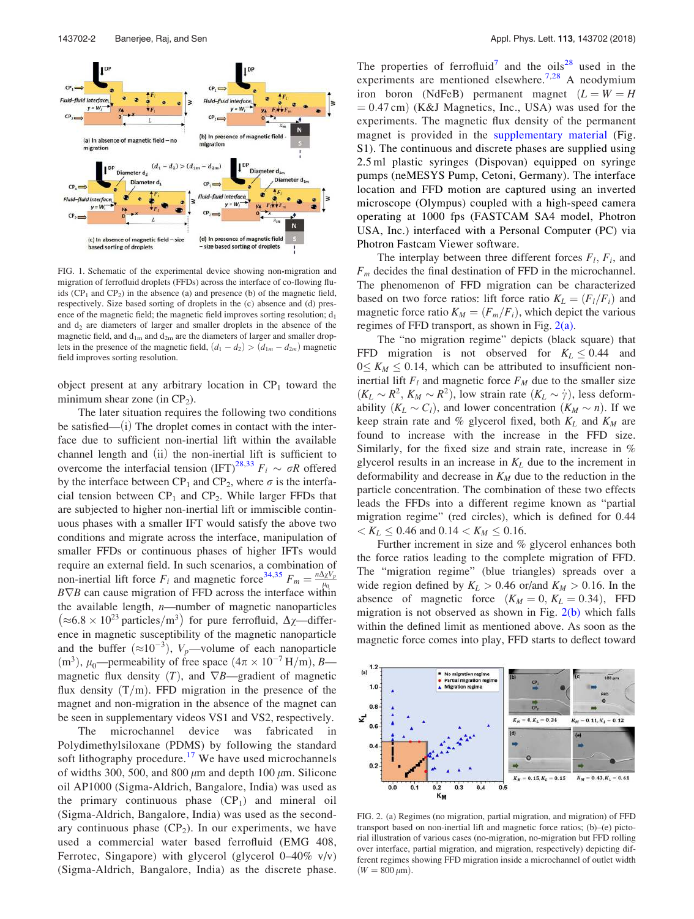FIG. 1. Schematic of the experimental device showing non-migration and migration of ferrofluid droplets (FFDs) across the interface of co-flowing fluids ($CP_1$ and $CP_2$) in the absence (a) and presence (b) of the magnetic field, respectively. Size based sorting of droplets in the (c) absence and (d) presence of the magnetic field; the magnetic field improves sorting resolution; $d_1$ and $d_2$ are diameters of larger and smaller droplets in the absence of the magnetic field, and $d_{1m}$ and $d_{2m}$ are the diameters of larger and smaller droplets in the presence of the magnetic field, $(d_1 - d_2) > (d_{1m} - d_{2m})$ magnetic field improves sorting resolution.

object present at any arbitrary location in $CP_1$ toward the minimum shear zone (in $CP_2$).

The later situation requires the following two conditions be satisfied—(i) The droplet comes in contact with the interface due to sufficient non-inertial lift within the available channel length and (ii) the non-inertial lift is sufficient to overcome the interfacial tension (IFT)[28,33] $F_i \sim \sigma R$ offered by the interface between $CP_1$ and $CP_2$, where $\sigma$ is the interfacial tension between $CP_1$ and $CP_2$. While larger FFDs that are subjected to higher non-inertial lift or immiscible continuous phases with a smaller IFT would satisfy the above two conditions and migrate across the interface, manipulation of smaller FFDs or continuous phases of higher IFTs would require an external field. In such scenarios, a combination of non-inertial lift force $F_l$ and magnetic force[34,35] $F_m = \frac{n\Delta\chi V_p}{\mu_0} B\nabla B$ can cause migration of FFD across the interface within the available length, $n$—number of magnetic nanoparticles $(\approx 6.8 \times 10^{23}\ \text{particles/m}^3)$ for pure ferrofluid, $\Delta\chi$—difference in magnetic susceptibility of the magnetic nanoparticle and the buffer $(\approx 10^{-3})$, $V_p$—volume of each nanoparticle $(\text{m}^3)$, $\mu_0$—permeability of free space $(4\pi \times 10^{-7}\ \text{H/m})$, $B$—magnetic flux density $(T)$, and $\nabla B$—gradient of magnetic flux density $(\text{T/m})$. FFD migration in the presence of the magnet and non-migration in the absence of the magnet can be seen in supplementary videos VS1 and VS2, respectively.

The microchannel device was fabricated in Polydimethylsiloxane (PDMS) by following the standard soft lithography procedure.[17] We have used microchannels of widths 300, 500, and 800 $\mu$m and depth 100 $\mu$m. Silicone oil AP1000 (Sigma-Aldrich, Bangalore, India) was used as the primary continuous phase ($CP_1$) and mineral oil (Sigma-Aldrich, Bangalore, India) was used as the secondary continuous phase ($CP_2$). In our experiments, we have used a commercial water based ferrofluid (EMG 408, Ferrotec, Singapore) with glycerol (glycerol 0–40% v/v) (Sigma-Aldrich, Bangalore, India) as the discrete phase. The properties of ferrofluid[7] and the oils[28] used in the experiments are mentioned elsewhere.[7,28] A neodymium iron boron (NdFeB) permanent magnet ($L = W = H = 0.47$ cm) (K&J Magnetics, Inc., USA) was used for the experiments. The magnetic flux density of the permanent magnet is provided in the supplementary material (Fig. S1). The continuous and discrete phases are supplied using 2.5 ml plastic syringes (Dispovan) equipped on syringe pumps (neMESYS Pump, Cetoni, Germany). The interface location and FFD motion are captured using an inverted microscope (Olympus) coupled with a high-speed camera operating at 1000 fps (FASTCAM SA4 model, Photron USA, Inc.) interfaced with a Personal Computer (PC) via Photron Fastcam Viewer software.

The interplay between three different forces $F_l$, $F_i$, and $F_m$ decides the final destination of FFD in the microchannel. The phenomenon of FFD migration can be characterized based on two force ratios: lift force ratio $K_L = (F_l/F_i)$ and magnetic force ratio $K_M = (F_m/F_i)$, which depict the various regimes of FFD transport, as shown in Fig. 2(a).

The "no migration regime" depicts (black square) that FFD migration is not observed for $K_L \leq 0.44$ and $0 \leq K_M \leq 0.14$, which can be attributed to insufficient non-inertial lift $F_l$ and magnetic force $F_M$ due to the smaller size $(K_L \sim R^2,\ K_M \sim R^2)$, low strain rate $(K_L \sim \dot{\gamma})$, less deformability $(K_L \sim C_l)$, and lower concentration $(K_M \sim n)$. If we keep strain rate and % glycerol fixed, both $K_L$ and $K_M$ are found to increase with the increase in the FFD size. Similarly, for the fixed size and strain rate, increase in % glycerol results in an increase in $K_L$ due to the increment in deformability and decrease in $K_M$ due to the reduction in the particle concentration. The combination of these two effects leads the FFDs into a different regime known as "partial migration regime" (red circles), which is defined for $0.44 < K_L \leq 0.46$ and $0.14 < K_M \leq 0.16$.

Further increment in size and % glycerol enhances both the force ratios leading to the complete migration of FFD. The "migration regime" (blue triangles) spreads over a wide region defined by $K_L > 0.46$ or/and $K_M > 0.16$. In the absence of magnetic force $(K_M = 0,\ K_L = 0.34)$, FFD migration is not observed as shown in Fig. 2(b) which falls within the defined limit as mentioned above. As soon as the magnetic force comes into play, FFD starts to deflect toward

FIG. 2. (a) Regimes (no migration, partial migration, and migration) of FFD transport based on non-inertial lift and magnetic force ratios; (b)–(e) pictorial illustration of various cases (no-migration, no-migration but FFD rolling over interface, partial migration, and migration, respectively) depicting different regimes showing FFD migration inside a microchannel of outlet width $(W = 800\ \mu\text{m})$.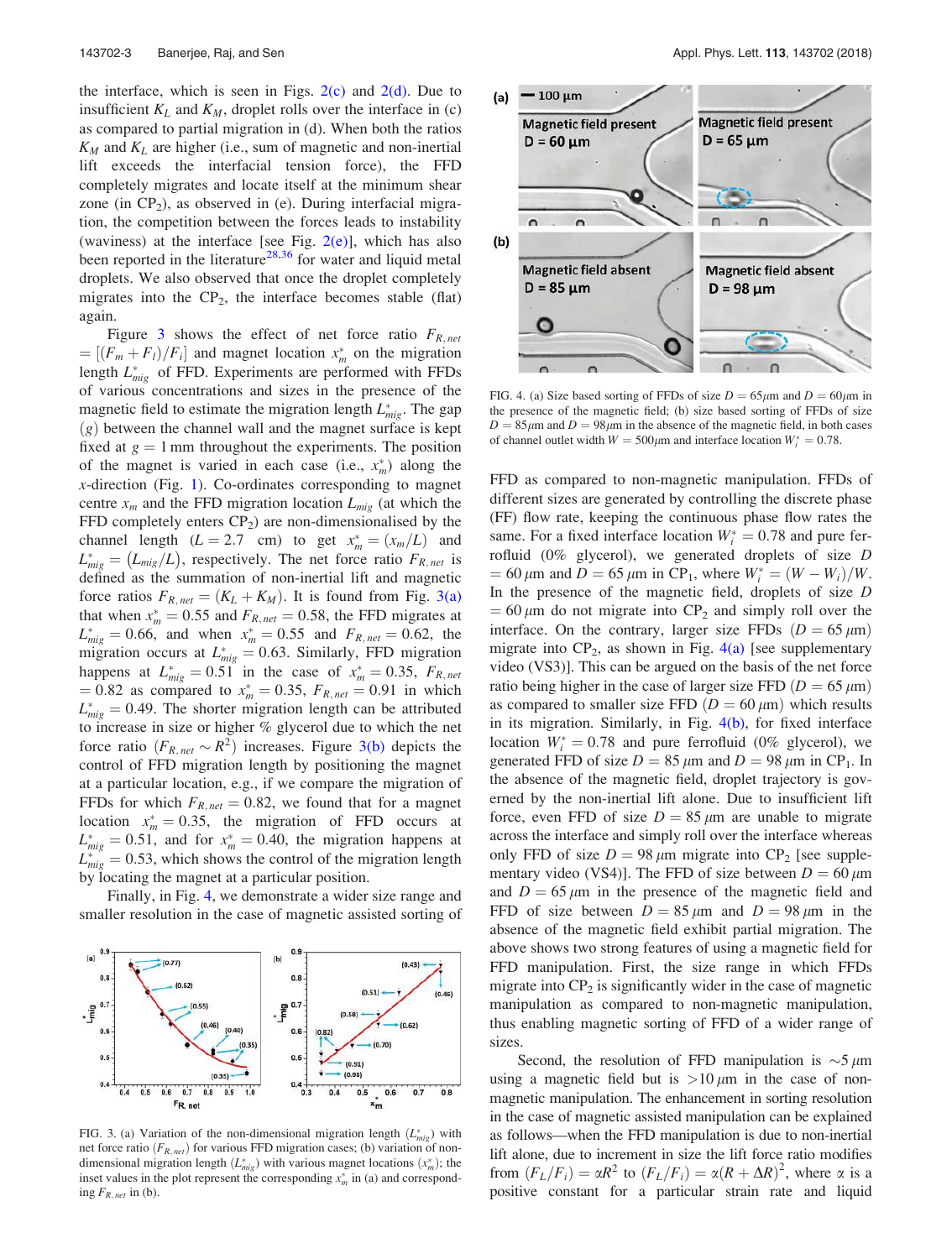the interface, which is seen in Figs. 2(c) and 2(d). Due to insufficient $K_L$ and $K_M$, droplet rolls over the interface in (c) as compared to partial migration in (d). When both the ratios $K_M$ and $K_L$ are higher (i.e., sum of magnetic and non-inertial lift exceeds the interfacial tension force), the FFD completely migrates and locate itself at the minimum shear zone (in $CP_2$), as observed in (e). During interfacial migration, the competition between the forces leads to instability (waviness) at the interface [see Fig. 2(e)], which has also been reported in the literature[28,36] for water and liquid metal droplets. We also observed that once the droplet completely migrates into the $CP_2$, the interface becomes stable (flat) again.

Figure 3 shows the effect of net force ratio $F_{R,net} = [(F_m + F_l)/F_i]$ and magnet location $x_m^*$ on the migration length $L_{mig}^*$ of FFD. Experiments are performed with FFDs of various concentrations and sizes in the presence of the magnetic field to estimate the migration length $L_{mig}^*$. The gap ($g$) between the channel wall and the magnet surface is kept fixed at $g = 1$ mm throughout the experiments. The position of the magnet is varied in each case (i.e., $x_m^*$) along the $x$-direction (Fig. 1). Co-ordinates corresponding to magnet centre $x_m$ and the FFD migration location $L_{mig}$ (at which the FFD completely enters $CP_2$) are non-dimensionalised by the channel length ($L = 2.7$ cm) to get $x_m^* = (x_m/L)$ and $L_{mig}^* = (L_{mig}/L)$, respectively. The net force ratio $F_{R,net}$ is defined as the summation of non-inertial lift and magnetic force ratios $F_{R,net} = (K_L + K_M)$. It is found from Fig. 3(a) that when $x_m^* = 0.55$ and $F_{R,net} = 0.58$, the FFD migrates at $L_{mig}^* = 0.66$, and when $x_m^* = 0.55$ and $F_{R,net} = 0.62$, the migration occurs at $L_{mig}^* = 0.63$. Similarly, FFD migration happens at $L_{mig}^* = 0.51$ in the case of $x_m^* = 0.35$, $F_{R,net} = 0.82$ as compared to $x_m^* = 0.35$, $F_{R,net} = 0.91$ in which $L_{mig}^* = 0.49$. The shorter migration length can be attributed to increase in size or higher % glycerol due to which the net force ratio ($F_{R,net} \sim R^2$) increases. Figure 3(b) depicts the control of FFD migration length by positioning the magnet at a particular location, e.g., if we compare the migration of FFDs for which $F_{R,net} = 0.82$, we found that for a magnet location $x_m^* = 0.35$, the migration of FFD occurs at $L_{mig}^* = 0.51$, and for $x_m^* = 0.40$, the migration happens at $L_{mig}^* = 0.53$, which shows the control of the migration length by locating the magnet at a particular position.

Finally, in Fig. 4, we demonstrate a wider size range and smaller resolution in the case of magnetic assisted sorting of FFD as compared to non-magnetic manipulation. FFDs of different sizes are generated by controlling the discrete phase (FF) flow rate, keeping the continuous phase flow rates the same. For a fixed interface location $W_i^* = 0.78$ and pure ferrofluid (0% glycerol), we generated droplets of size $D = 60\,\mu$m and $D = 65\,\mu$m in $CP_1$, where $W_i^* = (W - W_i)/W$. In the presence of the magnetic field, droplets of size $D = 60\,\mu$m do not migrate into $CP_2$ and simply roll over the interface. On the contrary, larger size FFDs ($D = 65\,\mu$m) migrate into $CP_2$, as shown in Fig. 4(a) [see supplementary video (VS3)]. This can be argued on the basis of the net force ratio being higher in the case of larger size FFD ($D = 65\,\mu$m) as compared to smaller size FFD ($D = 60\,\mu$m) which results in its migration. Similarly, in Fig. 4(b), for fixed interface location $W_i^* = 0.78$ and pure ferrofluid (0% glycerol), we generated FFD of size $D = 85\,\mu$m and $D = 98\,\mu$m in $CP_1$. In the absence of the magnetic field, droplet trajectory is governed by the non-inertial lift alone. Due to insufficient lift force, even FFD of size $D = 85\,\mu$m are unable to migrate across the interface and simply roll over the interface whereas only FFD of size $D = 98\,\mu$m migrate into $CP_2$ [see supplementary video (VS4)]. The FFD of size between $D = 60\,\mu$m and $D = 65\,\mu$m in the presence of the magnetic field and FFD of size between $D = 85\,\mu$m and $D = 98\,\mu$m in the absence of the magnetic field exhibit partial migration. The above shows two strong features of using a magnetic field for FFD manipulation. First, the size range in which FFDs migrate into $CP_2$ is significantly wider in the case of magnetic manipulation as compared to non-magnetic manipulation, thus enabling magnetic sorting of FFD of a wider range of sizes.

Second, the resolution of FFD manipulation is $\sim 5\,\mu$m using a magnetic field but is $>10\,\mu$m in the case of non-magnetic manipulation. The enhancement in sorting resolution in the case of magnetic assisted manipulation can be explained as follows—when the FFD manipulation is due to non-inertial lift alone, due to increment in size the lift force ratio modifies from $(F_L/F_i) = \alpha R^2$ to $(F_L/F_i) = \alpha(R + \Delta R)^2$, where $\alpha$ is a positive constant for a particular strain rate and liquid

FIG. 3. (a) Variation of the non-dimensional migration length ($L_{mig}^*$) with net force ratio ($F_{R,net}$) for various FFD migration cases; (b) variation of non-dimensional migration length ($L_{mig}^*$) with various magnet locations ($x_m^*$); the inset values in the plot represent the corresponding $x_m^*$ in (a) and corresponding $F_{R,net}$ in (b).

FIG. 4. (a) Size based sorting of FFDs of size $D = 65\mu$m and $D = 60\mu$m in the presence of the magnetic field; (b) size based sorting of FFDs of size $D = 85\mu$m and $D = 98\mu$m in the absence of the magnetic field, in both cases of channel outlet width $W = 500\mu$m and interface location $W_i^* = 0.78$.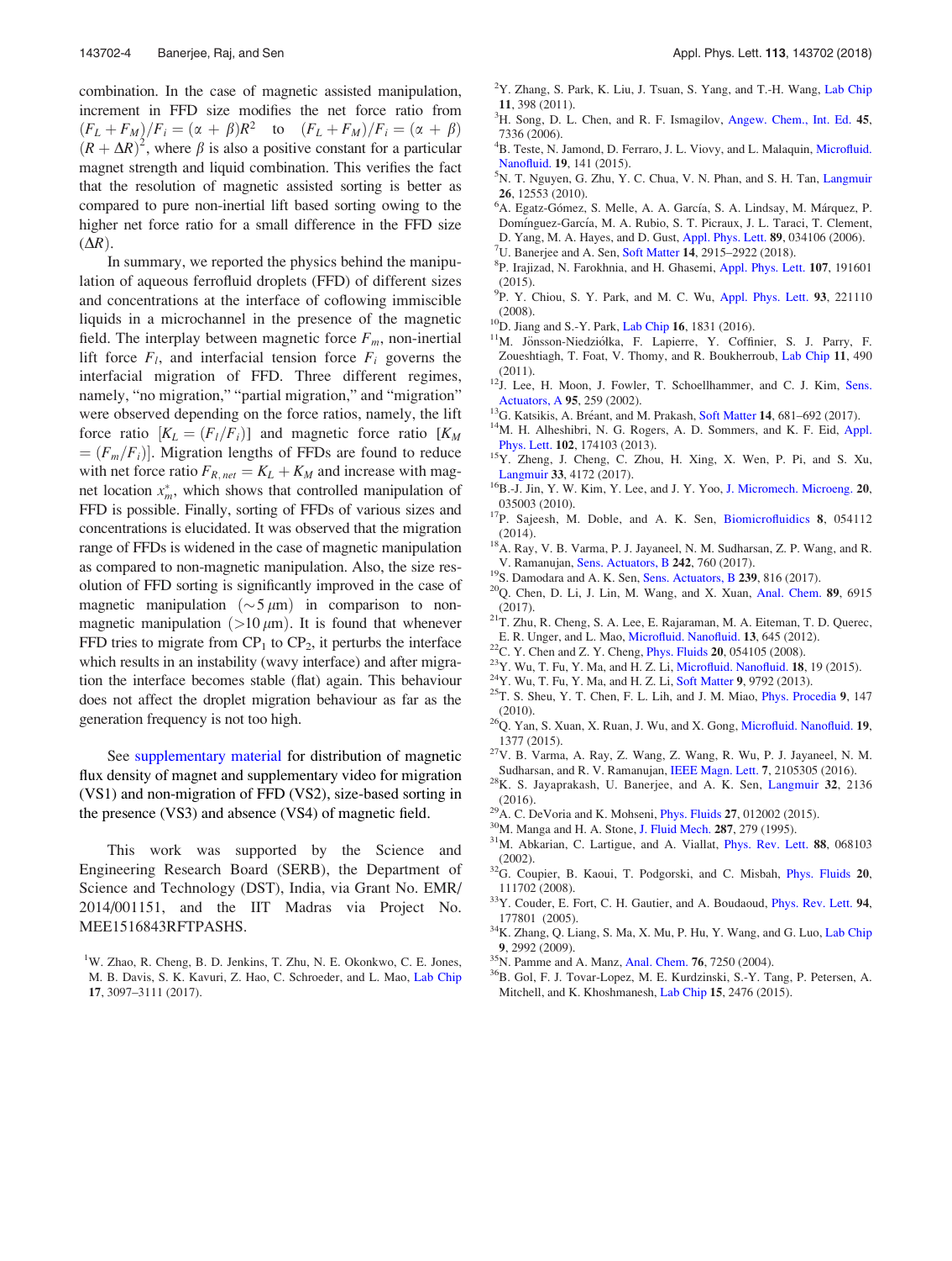combination. In the case of magnetic assisted manipulation, increment in FFD size modifies the net force ratio from $(F_L + F_M)/F_i = (\alpha + \beta)R^2$ to $(F_L + F_M)/F_i = (\alpha + \beta)(R + \Delta R)^2$, where $\beta$ is also a positive constant for a particular magnet strength and liquid combination. This verifies the fact that the resolution of magnetic assisted sorting is better as compared to pure non-inertial lift based sorting owing to the higher net force ratio for a small difference in the FFD size ($\Delta R$).

In summary, we reported the physics behind the manipulation of aqueous ferrofluid droplets (FFD) of different sizes and concentrations at the interface of coflowing immiscible liquids in a microchannel in the presence of the magnetic field. The interplay between magnetic force $F_m$, non-inertial lift force $F_l$, and interfacial tension force $F_i$ governs the interfacial migration of FFD. Three different regimes, namely, "no migration," "partial migration," and "migration" were observed depending on the force ratios, namely, the lift force ratio $[K_L = (F_l/F_i)]$ and magnetic force ratio $[K_M = (F_m/F_i)]$. Migration lengths of FFDs are found to reduce with net force ratio $F_{R,net} = K_L + K_M$ and increase with magnet location $x_m^*$, which shows that controlled manipulation of FFD is possible. Finally, sorting of FFDs of various sizes and concentrations is elucidated. It was observed that the migration range of FFDs is widened in the case of magnetic manipulation as compared to non-magnetic manipulation. Also, the size resolution of FFD sorting is significantly improved in the case of magnetic manipulation ($\sim 5\,\mu$m) in comparison to non-magnetic manipulation ($>10\,\mu$m). It is found that whenever FFD tries to migrate from $CP_1$ to $CP_2$, it perturbs the interface which results in an instability (wavy interface) and after migration the interface becomes stable (flat) again. This behaviour does not affect the droplet migration behaviour as far as the generation frequency is not too high.

See supplementary material for distribution of magnetic flux density of magnet and supplementary video for migration (VS1) and non-migration of FFD (VS2), size-based sorting in the presence (VS3) and absence (VS4) of magnetic field.

This work was supported by the Science and Engineering Research Board (SERB), the Department of Science and Technology (DST), India, via Grant No. EMR/2014/001151, and the IIT Madras via Project No. MEE1516843RFTPASHS.

[1] W. Zhao, R. Cheng, B. D. Jenkins, T. Zhu, N. E. Okonkwo, C. E. Jones, M. B. Davis, S. K. Kavuri, Z. Hao, C. Schroeder, and L. Mao, Lab Chip **17**, 3097–3111 (2017).

[2] Y. Zhang, S. Park, K. Liu, J. Tsuan, S. Yang, and T.-H. Wang, Lab Chip **11**, 398 (2011).

[3] H. Song, D. L. Chen, and R. F. Ismagilov, Angew. Chem., Int. Ed. **45**, 7336 (2006).

[4] B. Teste, N. Jamond, D. Ferraro, J. L. Viovy, and L. Malaquin, Microfluid. Nanofluid. **19**, 141 (2015).

[5] N. T. Nguyen, G. Zhu, Y. C. Chua, V. N. Phan, and S. H. Tan, Langmuir **26**, 12553 (2010).

[6] A. Egatz-Gómez, S. Melle, A. A. García, S. A. Lindsay, M. Márquez, P. Domínguez-García, M. A. Rubio, S. T. Picraux, J. L. Taraci, T. Clement, D. Yang, M. A. Hayes, and D. Gust, Appl. Phys. Lett. **89**, 034106 (2006).

[7] U. Banerjee and A. Sen, Soft Matter **14**, 2915–2922 (2018).

[8] P. Irajizad, N. Farokhnia, and H. Ghasemi, Appl. Phys. Lett. **107**, 191601 (2015).

[9] P. Y. Chiou, S. Y. Park, and M. C. Wu, Appl. Phys. Lett. **93**, 221110 (2008).

[10] D. Jiang and S.-Y. Park, Lab Chip **16**, 1831 (2016).

[11] M. Jönsson-Niedziółka, F. Lapierre, Y. Coffinier, S. J. Parry, F. Zoueshtiagh, T. Foat, V. Thomy, and R. Boukherroub, Lab Chip **11**, 490 (2011).

[12] J. Lee, H. Moon, J. Fowler, T. Schoellhammer, and C. J. Kim, Sens. Actuators, A **95**, 259 (2002).

[13] G. Katsikis, A. Bréant, and M. Prakash, Soft Matter **14**, 681–692 (2017).

[14] M. H. Alheshibri, N. G. Rogers, A. D. Sommers, and K. F. Eid, Appl. Phys. Lett. **102**, 174103 (2013).

[15] Y. Zheng, J. Cheng, C. Zhou, H. Xing, X. Wen, P. Pi, and S. Xu, Langmuir **33**, 4172 (2017).

[16] B.-J. Jin, Y. W. Kim, Y. Lee, and J. Y. Yoo, J. Micromech. Microeng. **20**, 035003 (2010).

[17] P. Sajeesh, M. Doble, and A. K. Sen, Biomicrofluidics **8**, 054112 (2014).

[18] A. Ray, V. B. Varma, P. J. Jayaneel, N. M. Sudharsan, Z. P. Wang, and R. V. Ramanujan, Sens. Actuators, B **242**, 760 (2017).

[19] S. Damodara and A. K. Sen, Sens. Actuators, B **239**, 816 (2017).

[20] Q. Chen, D. Li, J. Lin, M. Wang, and X. Xuan, Anal. Chem. **89**, 6915 (2017).

[21] T. Zhu, R. Cheng, S. A. Lee, E. Rajaraman, M. A. Eiteman, T. D. Querec, E. R. Unger, and L. Mao, Microfluid. Nanofluid. **13**, 645 (2012).

[22] C. Y. Chen and Z. Y. Cheng, Phys. Fluids **20**, 054105 (2008).

[23] Y. Wu, T. Fu, Y. Ma, and H. Z. Li, Microfluid. Nanofluid. **18**, 19 (2015).

[24] Y. Wu, T. Fu, Y. Ma, and H. Z. Li, Soft Matter **9**, 9792 (2013).

[25] T. S. Sheu, Y. T. Chen, F. L. Lih, and J. M. Miao, Phys. Procedia **9**, 147 (2010).

[26] Q. Yan, S. Xuan, X. Ruan, J. Wu, and X. Gong, Microfluid. Nanofluid. **19**, 1377 (2015).

[27] V. B. Varma, A. Ray, Z. Wang, Z. Wang, R. Wu, P. J. Jayaneel, N. M. Sudharsan, and R. V. Ramanujan, IEEE Magn. Lett. **7**, 2105305 (2016).

[28] K. S. Jayaprakash, U. Banerjee, and A. K. Sen, Langmuir **32**, 2136 (2016).

[29] A. C. DeVoria and K. Mohseni, Phys. Fluids **27**, 012002 (2015).

[30] M. Manga and H. A. Stone, J. Fluid Mech. **287**, 279 (1995).

[31] M. Abkarian, C. Lartigue, and A. Viallat, Phys. Rev. Lett. **88**, 068103 (2002).

[32] G. Coupier, B. Kaoui, T. Podgorski, and C. Misbah, Phys. Fluids **20**, 111702 (2008).

[33] Y. Couder, E. Fort, C. H. Gautier, and A. Boudaoud, Phys. Rev. Lett. **94**, 177801 (2005).

[34] K. Zhang, Q. Liang, S. Ma, X. Mu, P. Hu, Y. Wang, and G. Luo, Lab Chip **9**, 2992 (2009).

[35] N. Pamme and A. Manz, Anal. Chem. **76**, 7250 (2004).

[36] B. Gol, F. J. Tovar-Lopez, M. E. Kurdzinski, S.-Y. Tang, P. Petersen, A. Mitchell, and K. Khoshmanesh, Lab Chip **15**, 2476 (2015).